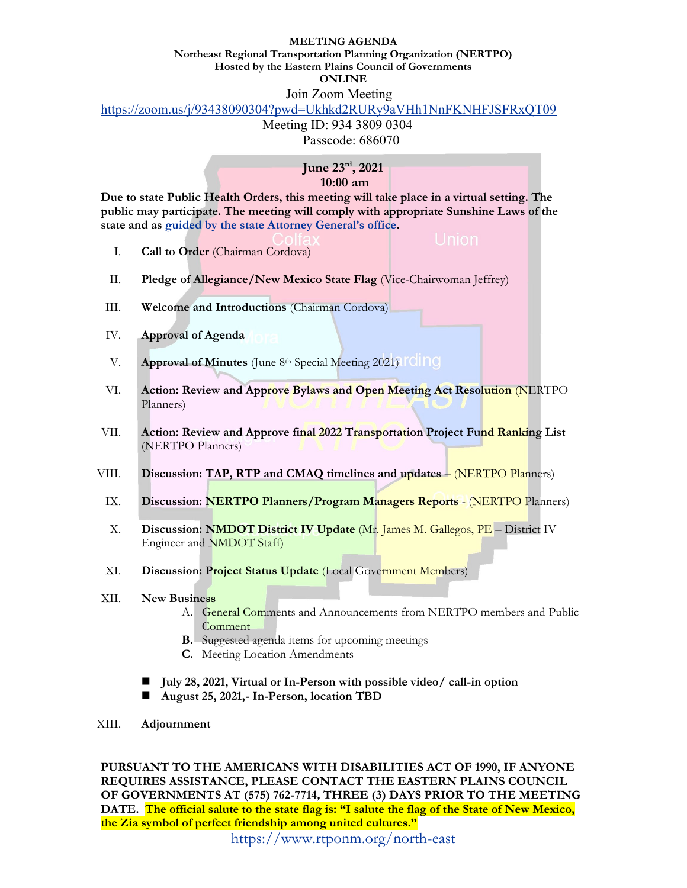**MEETING AGENDA**
**Northeast Regional Transportation Planning Organization (NERTPO)**
**Hosted by the Eastern Plains Council of Governments**
**ONLINE**

Join Zoom Meeting
https://zoom.us/j/93438090304?pwd=Ukhkd2RURy9aVHh1NnFKNHFJSFRxQT09
Meeting ID: 934 3809 0304
Passcode: 686070

**June 23rd, 2021**
**10:00 am**

**Due to state Public Health Orders, this meeting will take place in a virtual setting. The public may participate. The meeting will comply with appropriate Sunshine Laws of the state and as guided by the state Attorney General's office.**

I. **Call to Order** (Chairman Cordova)

II. **Pledge of Allegiance/New Mexico State Flag** (Vice-Chairwoman Jeffrey)

III. **Welcome and Introductions** (Chairman Cordova)

IV. **Approval of Agenda**

V. **Approval of Minutes** (June 8th Special Meeting 2021)

VI. **Action: Review and Approve Bylaws and Open Meeting Act Resolution** (NERTPO Planners)

VII. **Action: Review and Approve final 2022 Transportation Project Fund Ranking List** (NERTPO Planners)

VIII. **Discussion: TAP, RTP and CMAQ timelines and updates** – (NERTPO Planners)

IX. **Discussion: NERTPO Planners/Program Managers Reports** - (NERTPO Planners)

X. **Discussion: NMDOT District IV Update** (Mr. James M. Gallegos, PE – District IV Engineer and NMDOT Staff)

XI. **Discussion: Project Status Update** (Local Government Members)

XII. **New Business**
   A. General Comments and Announcements from NERTPO members and Public Comment
   **B.** Suggested agenda items for upcoming meetings
   **C.** Meeting Location Amendments

- **July 28, 2021, Virtual or In-Person with possible video/ call-in option**
- **August 25, 2021,- In-Person, location TBD**

XIII. **Adjournment**

**PURSUANT TO THE AMERICANS WITH DISABILITIES ACT OF 1990, IF ANYONE REQUIRES ASSISTANCE, PLEASE CONTACT THE EASTERN PLAINS COUNCIL OF GOVERNMENTS AT (575) 762-7714, THREE (3) DAYS PRIOR TO THE MEETING DATE. The official salute to the state flag is: "I salute the flag of the State of New Mexico, the Zia symbol of perfect friendship among united cultures."**

https://www.rtponm.org/north-east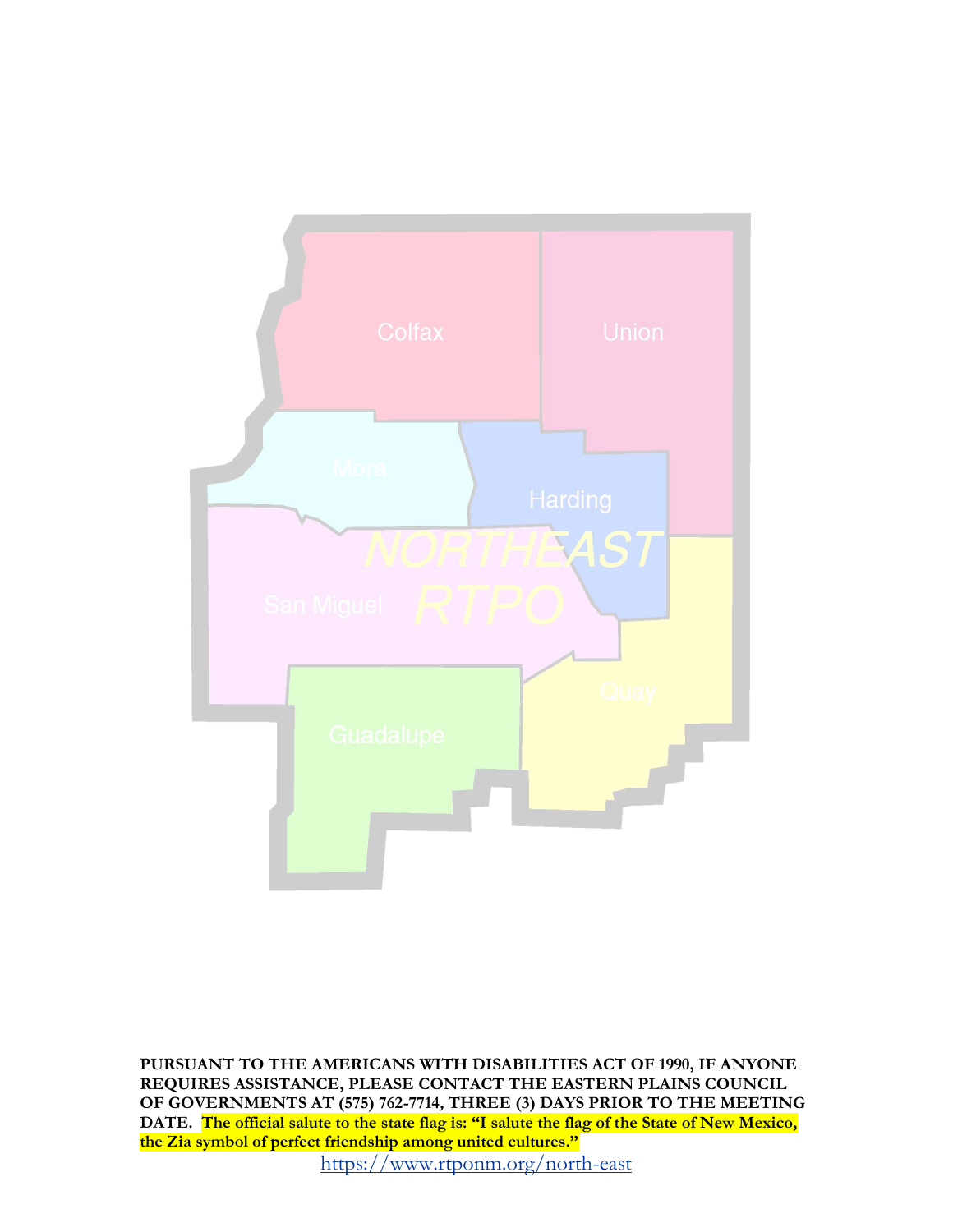**PURSUANT TO THE AMERICANS WITH DISABILITIES ACT OF 1990, IF ANYONE REQUIRES ASSISTANCE, PLEASE CONTACT THE EASTERN PLAINS COUNCIL OF GOVERNMENTS AT (575) 762-7714, THREE (3) DAYS PRIOR TO THE MEETING DATE. The official salute to the state flag is: "I salute the flag of the State of New Mexico, the Zia symbol of perfect friendship among united cultures."**

https://www.rtponm.org/north-east